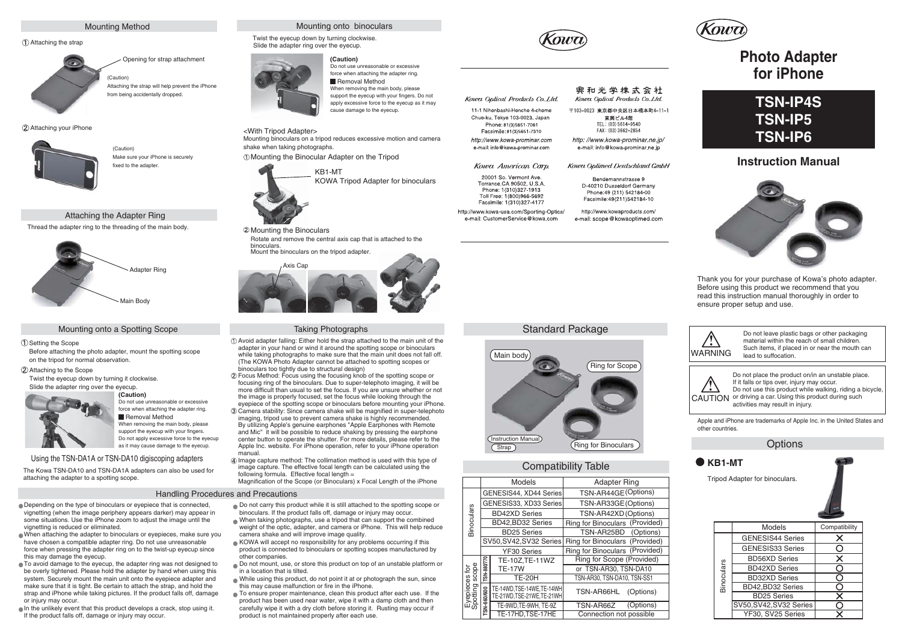# Photo Adapter for iPhone

## TSN-IP4S
## TSN-IP5
## TSN-IP6

## Instruction Manual

Thank you for your purchase of Kowa's photo adapter. Before using this product we recommend that you read this instruction manual thoroughly in order to ensure proper setup and use.

**WARNING** Do not leave plastic bags or other packaging material within the reach of small children. Such items, if placed in or near the mouth can lead to suffocation.

**CAUTION** Do not place the product on/in an unstable place. If it falls or tips over, injury may occur. Do not use this product while walking, riding a bicycle, or driving a car. Using this product during such activities may result in injury.

Apple and iPhone are trademarks of Apple Inc. in the United States and other countries.

## Options

### KB1-MT

Tripod Adapter for binoculars.

| | Models | Compatibility |
|---|---|---|
| Binoculars | GENESIS44 Series | X |
| | GENESIS33 Series | O |
| | BD56XD Series | X |
| | BD42XD Series | O |
| | BD32XD Series | O |
| | BD42,BD32 Series | O |
| | BD25 Series | X |
| | SV50,SV42,SV32 Series | O |
| | YF30, SV25 Series | X |

## Mounting Method

① Attaching the strap

Opening for strap attachment

(Caution)
Attaching the strap will help prevent the iPhone from being accidentally dropped.

② Attaching your iPhone

(Caution)
Make sure your iPhone is securely fixed to the adapter.

## Attaching the Adapter Ring

Thread the adapter ring to the threading of the main body.

Adapter Ring

Main Body

## Mounting onto binoculars

Twist the eyecup down by turning clockwise.
Slide the adapter ring over the eyecup.

**(Caution)**
Do not use unreasonable or excessive force when attaching the adapter ring.

**Removal Method**
When removing the main body, please support the eyecup with your fingers. Do not apply excessive force to the eyecup as it may cause damage to the eyecup.

<With Tripod Adapter>
Mounting binoculars on a tripod reduces excessive motion and camera shake when taking photographs.

① Mounting the Binocular Adapter on the Tripod

KB1-MT
KOWA Tripod Adapter for binoculars

② Mounting the Binoculars
Rotate and remove the central axis cap that is attached to the binoculars.
Mount the binoculars on the tripod adapter.

Axis Cap

## Mounting onto a Spotting Scope

① Setting the Scope
Before attaching the photo adapter, mount the spotting scope on the tripod for normal observation.

② Attaching to the Scope
Twist the eyecup down by turning it clockwise.
Slide the adapter ring over the eyecup.

**(Caution)**
Do not use unreasonable or excessive force when attaching the adapter ring.

**Removal Method**
When removing the main body, please support the eyecup with your fingers. Do not apply excessive force to the eyecup as it may cause damage to the eyecup.

### Using the TSN-DA1A or TSN-DA10 digiscoping adapters

The Kowa TSN-DA10 and TSN-DA1A adapters can also be used for attaching the adapter to a spotting scope.

## Taking Photographs

① Avoid adapter falling: Either hold the strap attached to the main unit of the adapter in your hand or wind it around the spotting scope or binoculars while taking photographs to make sure that the main unit does not fall off. (The KOWA Photo Adapter cannot be attached to spotting scopes or binoculars too tightly due to structural design)

② Focus Method: Focus using the focusing knob of the spotting scope or focusing ring of the binoculars. Due to super-telephoto imaging, it will be more difficult than usual to set the focus. If you are unsure whether or not the image is properly focused, set the focus while looking through the eyepiece of the spotting scope or binoculars before mounting your iPhone.

③ Camera stability: Since camera shake will be magnified in super-telephoto imaging, tripod use to prevent camera shake is highly recommended. By utilizing Apple's genuine earphones "Apple Earphones with Remote and Mic" it will be possible to reduce shaking by pressing the earphone center button to operate the shutter. For more details, please refer to the Apple Inc. website. For iPhone operation, refer to your iPhone operation manual.

④ Image capture method: The collimation method is used with this type of image capture. The effective focal length can be calculated using the following formula. Effective focal length = Magnification of the Scope (or Binoculars) x Focal Length of the iPhone

## Handling Procedures and Precautions

- Depending on the type of binoculars or eyepiece that is connected, vignetting (when the image periphery appears darker) may appear in some situations. Use the iPhone zoom to adjust the image until the vignetting is reduced or eliminated.
- When attaching the adapter to binoculars or eyepieces, make sure you have chosen a compatible adapter ring. Do not use unreasonable force when pressing the adapter ring on to the twist-up eyecup since this may damage the eyecup.
- To avoid damage to the eyecup, the adapter ring was not designed to be overly tightened. Please hold the adapter by hand when using this system. Securely mount the main unit onto the eyepiece adapter and make sure that it is tight. Be certain to attach the strap, and hold the strap and iPhone while taking pictures. If the product falls off, damage or injury may occur.
- In the unlikely event that this product develops a crack, stop using it. If the product falls off, damage or injury may occur.
- Do not carry this product while it is still attached to the spotting scope or binoculars. If the product falls off, damage or injury may occur.
- When taking photographs, use a tripod that can support the combined weight of the optic, adapter, and camera or iPhone. This will help reduce camera shake and will improve image quality.
- KOWA will accept no responsibility for any problems occurring if this product is connected to binoculars or spotting scopes manufactured by other companies.
- Do not mount, use, or store this product on top of an unstable platform or in a location that is tilted.
- While using this product, do not point it at or photograph the sun, since this may cause malfunction or fire in the iPhone.
- To ensure proper maintenance, clean this product after each use. If the product has been used near water, wipe it with a damp cloth and then carefully wipe it with a dry cloth before storing it. Rusting may occur if product is not maintained properly after each use.

Kowa Optical Products Co.,Ltd.
11-1 Nihonbashi-Honcho 4-chome
Chuo-ku, Tokyo 103-0023, Japan
Phone: 81(3)5651-7061
Facsimile: 81(3)5651-7310
http://www.kowa-prominar.com
e-mail: info@kowa-prominar.com

興和光学株式会社
Kowa Optical Products Co.,Ltd.
〒103-0023 東京都中央区日本橋本町4-11-1
東興ビル4階
TEL: (03) 5614-9540
FAX: (03) 3662-2854
http://www.kowa-prominar.ne.jp/
e-mail: info@kowa-prominar.ne.jp

Kowa American Corp.
20001 So. Vermont Ave.
Torrance,CA 90502, U.S.A.
Phone: 1(310)327-1913
Toll Free: 1(800)966-5692
Facsimile: 1(310)327-4177
http://www.kowa-usa.com/Sporting-Optics/
e-mail: CustomerService@kowa.com

Kowa Optimed Deutschland GmbH
Bendemannstrasse 9
D-40210 Dusseldorf Germany
Phone:49 (211) 542184-00
Facsimile:49(211)542184-10
http://www.kowaproducts.com/
e-mail: scope@kowaoptimed.com

## Standard Package

Main body, Ring for Scope, Instruction Manual, Strap, Ring for Binoculars

## Compatibility Table

| | | Models | Adapter Ring |
|---|---|---|---|
| Binoculars | | GENESIS44, XD44 Series | TSN-AR44GE (Options) |
| | | GENESIS33, XD33 Series | TSN-AR33GE (Options) |
| | | BD42XD Series | TSN-AR42XD (Options) |
| | | BD42,BD32 Series | Ring for Binoculars (Provided) |
| | | BD25 Series | TSN-AR25BD (Options) |
| | | SV50,SV42,SV32 Series | Ring for Binoculars (Provided) |
| | | YF30 Series | Ring for Binoculars (Provided) |
| Eyepieces for Spotting scope | TSN-880/770 | TE-10Z,TE-11WZ | Ring for Scope (Provided) |
| | | TE-17W | or TSN-AR30, TSN-DA10 |
| | | TE-20H | TSN-AR30, TSN-DA10, TSN-SS1 |
| | TSN-660/600 | TE-14WD,TSE-14WE,TE-14WH TE-21WD,TSE-21WE,TE-21WH | TSN-AR66HL (Options) |
| | | TE-9WD,TE-9WH, TE-9Z | TSN-AR66Z (Options) |
| | | TE-17HD,TSE-17HE | Connection not possible |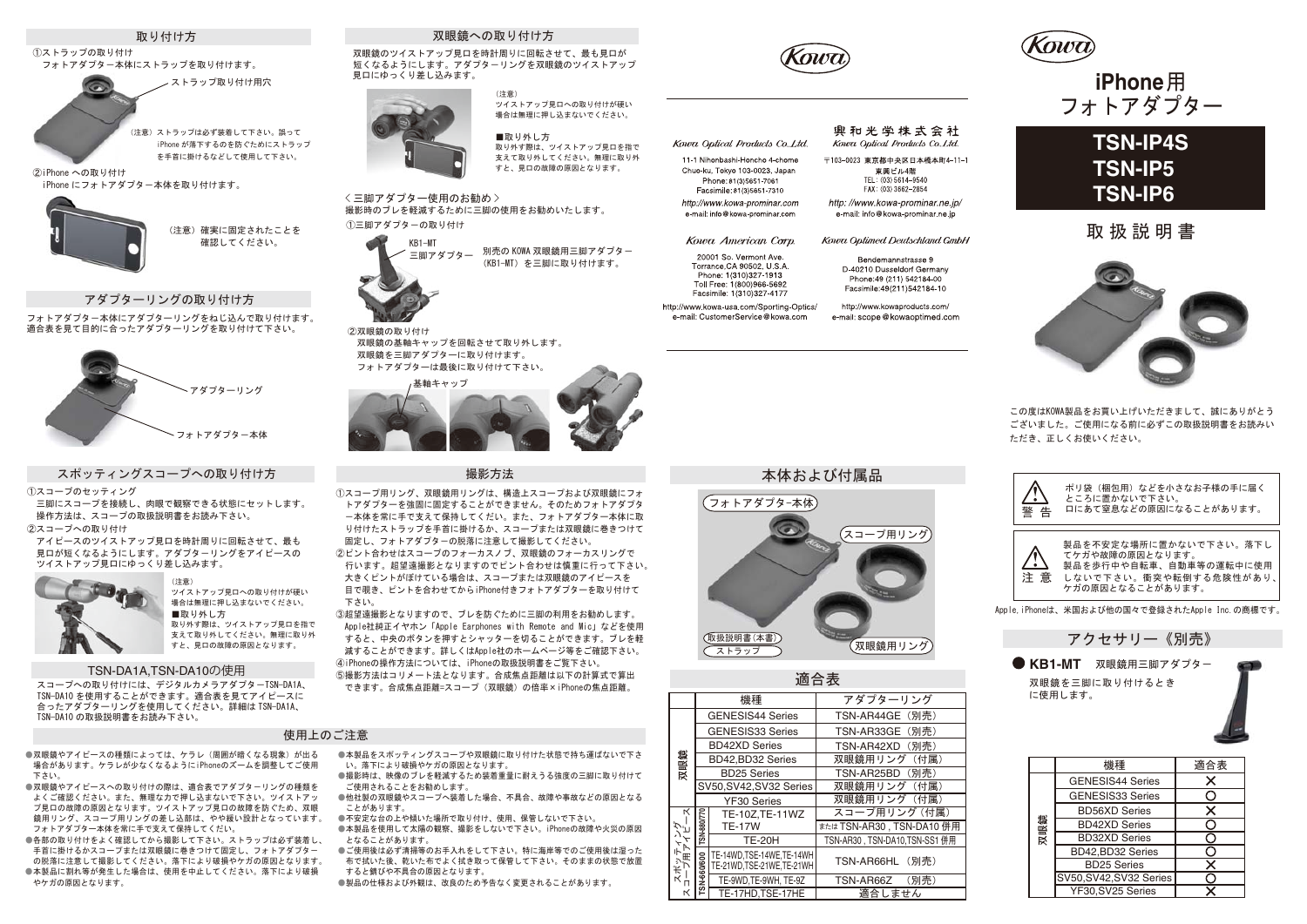## 取り付け方

①ストラップの取り付け
フォトアダプター本体にストラップを取り付けます。

ストラップ取り付け用穴

（注意）ストラップは必ず装着して下さい。誤って iPhone が落下するのを防ぐためにストラップを手首に掛けるなどして使用して下さい。

②iPhone への取り付け
iPhone にフォトアダプター本体を取り付けます。

（注意）確実に固定されたことを確認してください。

## アダプターリングの取り付け方

フォトアダプター本体にアダプターリングをねじ込んで取り付けます。適合表を見て目的に合ったアダプターリングを取り付けて下さい。

アダプターリング

フォトアダプター本体

## 双眼鏡への取り付け方

双眼鏡のツイストアップ見口を時計周りに回転させて、最も見口が短くなるようにします。アダプターリングを双眼鏡のツイストアップ見口にゆっくり差し込みます。

（注意）
ツイストアップ見口への取り付けが硬い場合は無理に押し込まないでください。

■取り外し方
取り外す際は、ツイストアップ見口を指で支えて取り外してください。無理に取り外すと、見口の故障の原因となります。

＜三脚アダプター使用のお勧め＞
撮影時のブレを軽減するために三脚の使用をお勧めいたします。

①三脚アダプターの取り付け

KB1-MT
三脚アダプター

別売の KOWA 双眼鏡用三脚アダプター（KB1-MT）を三脚に取り付けます。

②双眼鏡の取り付け
双眼鏡の基軸キャップを回転させて取り外します。
双眼鏡を三脚アダプターに取り付けます。
フォトアダプターは最後に取り付けて下さい。

基軸キャップ

## スポッティングスコープへの取り付け方

①スコープのセッティング
三脚にスコープを接続し、肉眼で観察できる状態にセットします。
操作方法は、スコープの取扱説明書をお読み下さい。

②スコープへの取り付け
アイピースのツイストアップ見口を時計周りに回転させて、最も見口が短くなるようにします。アダプターリングをアイピースのツイストアップ見口にゆっくり差し込みます。

（注意）
ツイストアップ見口への取り付けが硬い場合は無理に押し込まないでください。

■取り外し方
取り外す際は、ツイストアップ見口を指で支えて取り外してください。無理に取り外すと、見口の故障の原因となります。

### TSN-DA1A,TSN-DA10の使用

スコープへの取り付けには、デジタルカメラアダプターTSN-DA1A、TSN-DA10 を使用することができます。適合表を見てアイピースに合ったアダプターリングを使用してください。詳細は TSN-DA1A、TSN-DA10 の取扱説明書をお読み下さい。

## 撮影方法

①スコープ用リング、双眼鏡用リングは、構造上スコープおよび双眼鏡にフォトアダプターを強固に固定することができません。そのためフォトアダプター本体を常に手で支えて保持してください。また、フォトアダプター本体に取り付けたストラップを手首に掛けるか、スコープまたは双眼鏡に巻きつけて固定し、フォトアダプターの脱落に注意して撮影してください。

②ピント合わせはスコープのフォーカスノブ、双眼鏡のフォーカスリングで行います。超望遠撮影となりますのでピント合わせは慎重に行って下さい。大きくピントがぼけている場合は、スコープまたは双眼鏡のアイピースを目で覗き、ピントを合わせてからiPhone付きフォトアダプターを取り付けて下さい。

③超望遠撮影となりますので、ブレを防ぐために三脚の利用をお勧めします。Apple社純正イヤホン「Apple Earphones with Remote and Mic」などを使用すると、中央のボタンを押すとシャッターを切ることができます。ブレを軽減することができます。詳しくはApple社のホームページ等をご確認下さい。

④iPhoneの操作方法については、iPhoneの取扱説明書をご覧下さい。

⑤撮影方法はコリメート法となります。合成焦点距離は以下の計算式で算出できます。合成焦点距離=スコープ（双眼鏡）の倍率×iPhoneの焦点距離。

## 使用上のご注意

- 双眼鏡やアイピースの種類によっては、ケラレ（周囲が暗くなる現象）が出る場合があります。ケラレが少なくなるようにiPhoneのズームを調整してご使用下さい。
- 双眼鏡やアイピースへの取り付けの際は、適合表でアダプターリングの種類をよくご確認ください。また、無理な力で押し込まないで下さい。ツイストアップ見口の故障の原因となります。ツイストアップ見口の故障を防ぐため、双眼鏡用リング、スコープ用リングの差し込部は、やや緩い設計となっています。フォトアダプター本体を常に手で支えて保持してください。
- 各部の取り付けをよく確認してから撮影して下さい。ストラップは必ず装着し、手首に掛けるかスコープまたは双眼鏡に巻きつけて固定し、フォトアダプターの脱落に注意して撮影してください。落下により破損やケガの原因となります。
- 本製品に割れ等が発生した場合は、使用を中止してください。落下により破損やケガの原因となります。
- 本製品をスポッティングスコープや双眼鏡に取り付けた状態で持ち運ばないで下さい。落下により破損やケガの原因となります。
- 撮影時は、映像のブレを軽減するため装着重量に耐えうる強度の三脚に取り付けてご使用されることをお勧めします。
- 他社製の双眼鏡やスコープへ装着した場合、不具合、故障や事故などの原因となることがあります。
- 不安定な台の上や傾いた場所で取り付け、使用、保管しないで下さい。
- 本製品を使用して太陽の観察、撮影をしないで下さい。iPhoneの故障や火災の原因となることがあります。
- ご使用後は必ず清掃等のお手入れをして下さい。特に海岸等でのご使用後は湿った布で拭いた後、乾いた布でよく拭き取って保管して下さい。そのままの状態で放置すると錆びや不具合の原因となります。
- 製品の仕様および外観は、改良のため予告なく変更されることがあります。

Kowa

Kowa Optical Products Co.,Ltd.
11-1 Nihonbashi-Honcho 4-chome
Chuo-ku, Tokyo 103-0023, Japan
Phone: 81(3)5651-7061
Facsimile: 81(3)5651-7310
http://www.kowa-prominar.com
e-mail: info@kowa-prominar.com

興和光学株式会社
Kowa Optical Products Co.,Ltd.
〒103-0023 東京都中央区日本橋本町4-11-1
東興ビル4階
TEL：(03) 5614-9540
FAX：(03) 3662-2854
http://www.kowa-prominar.ne.jp/
e-mail: info@kowa-prominar.ne.jp

Kowa American Corp.
20001 So. Vermont Ave.
Torrance,CA 90502, U.S.A.
Phone: 1(310)327-1913
Toll Free: 1(800)966-5692
Facsimile: 1(310)327-4177
http://www.kowa-usa.com/Sporting-Optics/
e-mail: CustomerService@kowa.com

Kowa Optimed Deutschland GmbH
Bendemannstrasse 9
D-40210 Dusseldorf Germany
Phone:49 (211) 542184-00
Facsimile:49(211)542184-10
http://www.kowaproducts.com/
e-mail: scope@kowaoptimed.com

## 本体および付属品

フォトアダプター本体
スコープ用リング
取扱説明書（本書）
ストラップ
双眼鏡用リング

## 適合表

| | | 機種 | アダプターリング |
|---|---|---|---|
| 双眼鏡 | | GENESIS44 Series | TSN-AR44GE（別売） |
| | | GENESIS33 Series | TSN-AR33GE（別売） |
| | | BD42XD Series | TSN-AR42XD（別売） |
| | | BD42,BD32 Series | 双眼鏡用リング（付属） |
| | | BD25 Series | TSN-AR25BD（別売） |
| | | SV50,SV42,SV32 Series | 双眼鏡用リング（付属） |
| | | YF30 Series | 双眼鏡用リング（付属） |
| スポッティングスコープ用アイピース | TSN-880/770 | TE-10Z,TE-11WZ | スコープ用リング（付属） |
| | | TE-17W | または TSN-AR30 , TSN-DA10 併用 |
| | | TE-20H | TSN-AR30 , TSN-DA10,TSN-SS1 併用 |
| | TSN-660/600 | TE-14WD,TSE-14WE,TE-14WH TE-21WD,TSE-21WE,TE-21WH | TSN-AR66HL（別売） |
| | | TE-9WD,TE-9WH, TE-9Z | TSN-AR66Z（別売） |
| | | TE-17HD,TSE-17HE | 適合しません |

Kowa

# iPhone用 フォトアダプター

## TSN-IP4S
## TSN-IP5
## TSN-IP6

## 取扱説明書

この度はKOWA製品をお買い上げいただきまして、誠にありがとうございました。ご使用になる前に必ずこの取扱説明書をお読みいただき、正しくお使いください。

⚠ 警告
ポリ袋（梱包用）などを小さなお子様の手に届くところに置かないで下さい。
口にあてて窒息などの原因になることがあります。

⚠ 注意
製品を不安定な場所に置かないで下さい。落下してケガや故障の原因となります。
製品を歩行中や自転車、自動車等の運転中に使用しないで下さい。衝突や転倒する危険性があり、ケガの原因となることがあります。

Apple,iPhoneは、米国および他の国々で登録されたApple Inc.の商標です。

## アクセサリー《別売》

● **KB1-MT** 双眼鏡用三脚アダプター
双眼鏡を三脚に取り付けるときに使用します。

| | 機種 | 適合表 |
|---|---|---|
| 双眼鏡 | GENESIS44 Series | × |
| | GENESIS33 Series | ○ |
| | BD56XD Series | × |
| | BD42XD Series | ○ |
| | BD32XD Series | ○ |
| | BD42,BD32 Series | ○ |
| | BD25 Series | × |
| | SV50,SV42,SV32 Series | ○ |
| | YF30,SV25 Series | × |